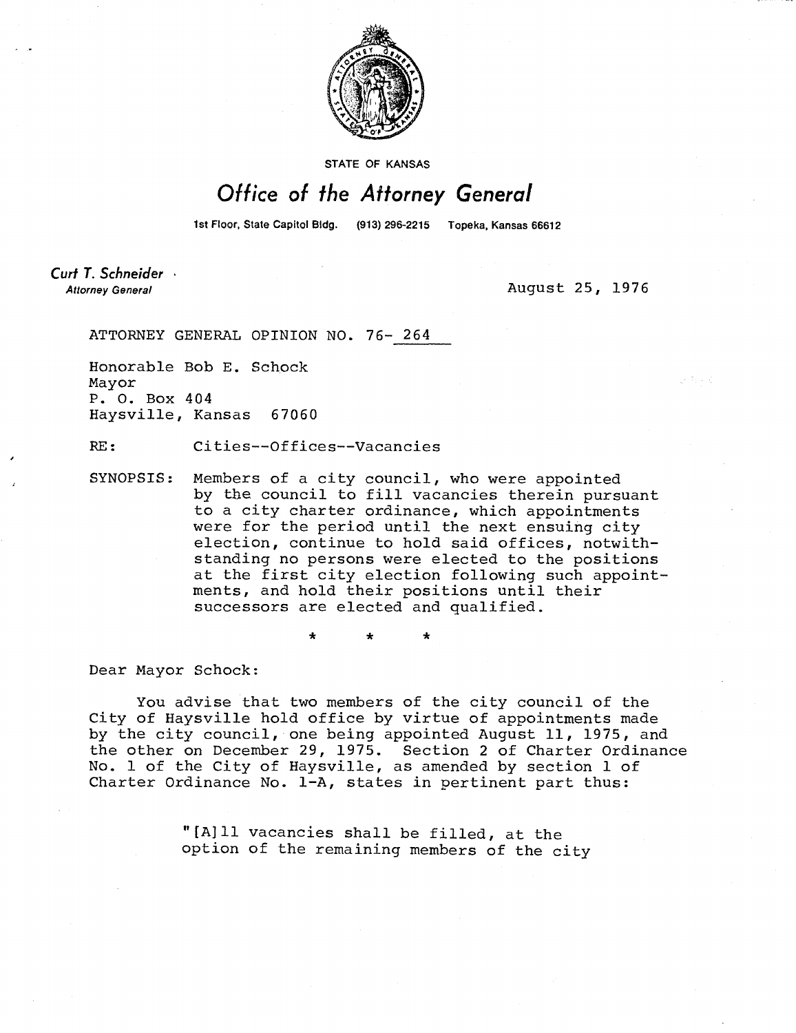STATE OF KANSAS

# Office of the Attorney General

1st Floor, State Capitol Bldg. (913) 296-2215 Topeka, Kansas 66612

**Curt T. Schneider**
*Attorney General*

August 25, 1976

ATTORNEY GENERAL OPINION NO. 76- 264

Honorable Bob E. Schock
Mayor
P. O. Box 404
Haysville, Kansas 67060

RE: Cities--Offices--Vacancies

SYNOPSIS: Members of a city council, who were appointed by the council to fill vacancies therein pursuant to a city charter ordinance, which appointments were for the period until the next ensuing city election, continue to hold said offices, notwithstanding no persons were elected to the positions at the first city election following such appointments, and hold their positions until their successors are elected and qualified.

\* \* \*

Dear Mayor Schock:

You advise that two members of the city council of the City of Haysville hold office by virtue of appointments made by the city council, one being appointed August 11, 1975, and the other on December 29, 1975. Section 2 of Charter Ordinance No. 1 of the City of Haysville, as amended by section 1 of Charter Ordinance No. 1-A, states in pertinent part thus:

> "[A]ll vacancies shall be filled, at the option of the remaining members of the city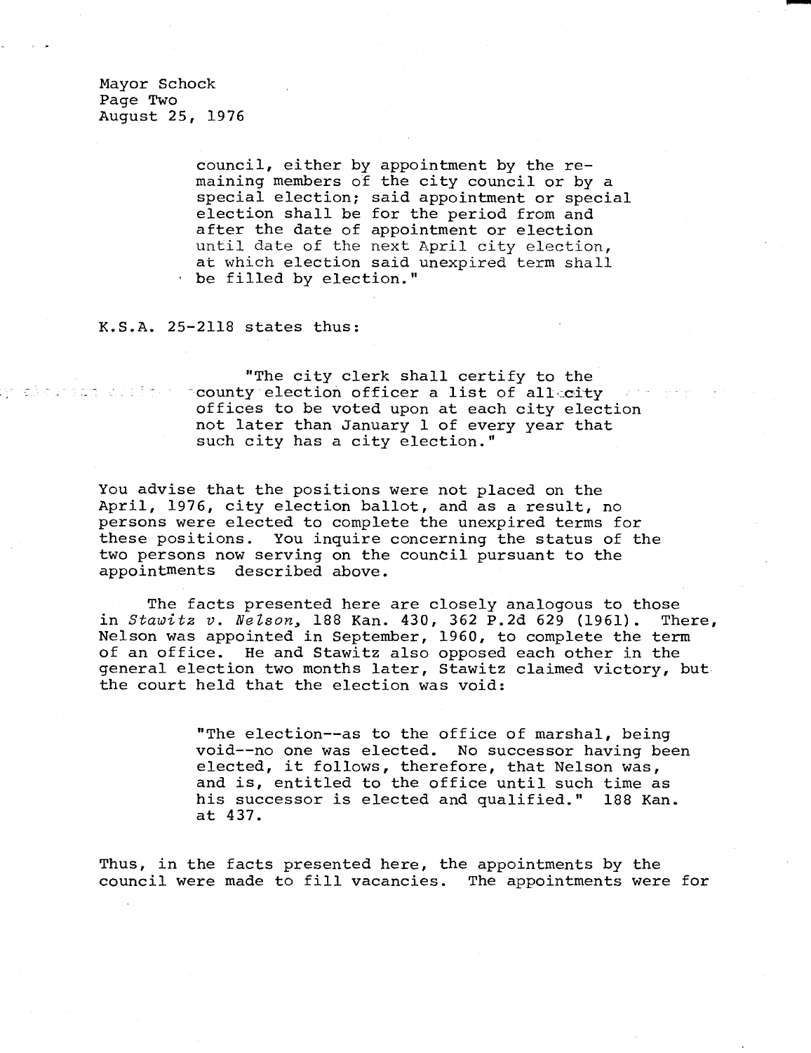council, either by appointment by the remaining members of the city council or by a special election; said appointment or special election shall be for the period from and after the date of appointment or election until date of the next April city election, at which election said unexpired term shall be filled by election."

K.S.A. 25-2118 states thus:

> "The city clerk shall certify to the county election officer a list of all city offices to be voted upon at each city election not later than January 1 of every year that such city has a city election."

You advise that the positions were not placed on the April, 1976, city election ballot, and as a result, no persons were elected to complete the unexpired terms for these positions. You inquire concerning the status of the two persons now serving on the council pursuant to the appointments described above.

The facts presented here are closely analogous to those in *Stawitz v. Nelson*, 188 Kan. 430, 362 P.2d 629 (1961). There, Nelson was appointed in September, 1960, to complete the term of an office. He and Stawitz also opposed each other in the general election two months later, Stawitz claimed victory, but the court held that the election was void:

> "The election--as to the office of marshal, being void--no one was elected. No successor having been elected, it follows, therefore, that Nelson was, and is, entitled to the office until such time as his successor is elected and qualified." 188 Kan. at 437.

Thus, in the facts presented here, the appointments by the council were made to fill vacancies. The appointments were for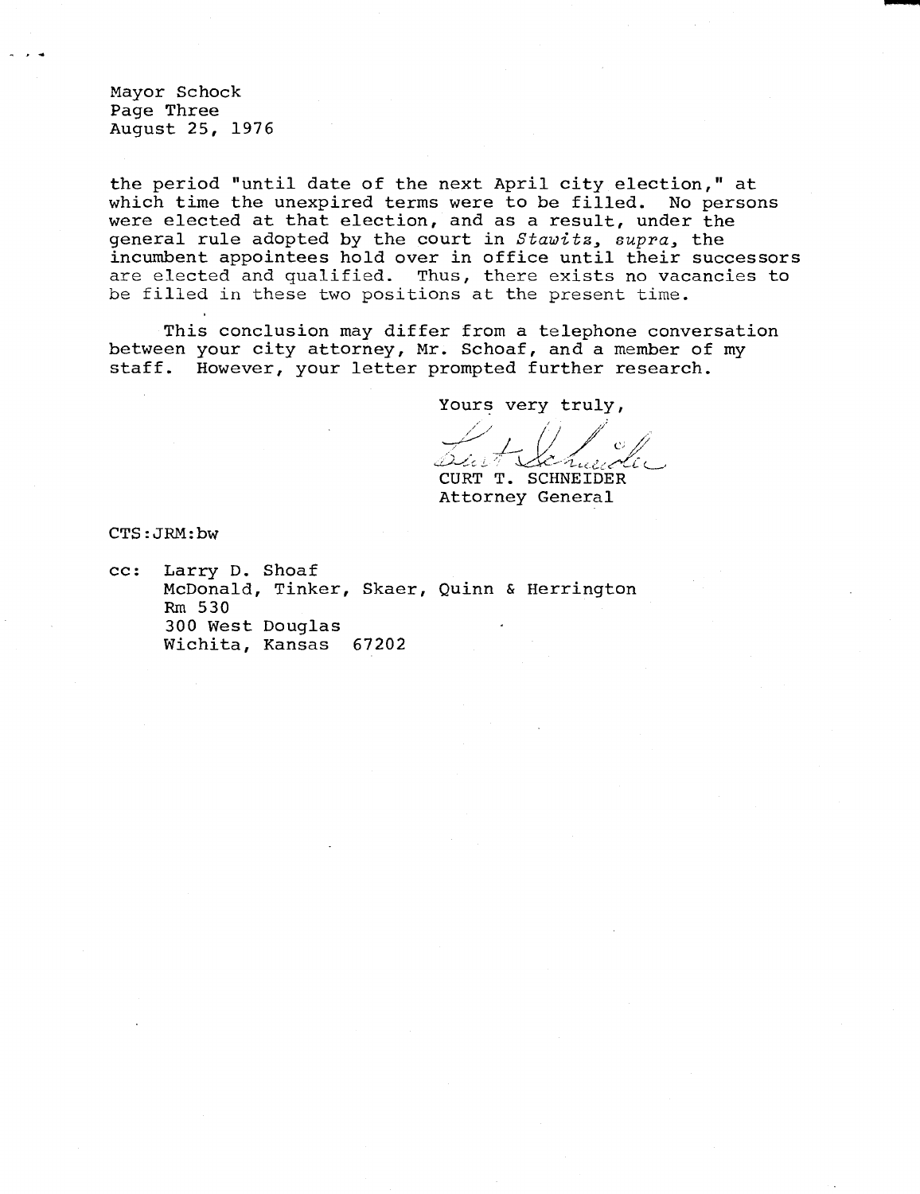Mayor Schock
Page Three
August 25, 1976

the period "until date of the next April city election," at which time the unexpired terms were to be filled. No persons were elected at that election, and as a result, under the general rule adopted by the court in *Stawitz, supra,* the incumbent appointees hold over in office until their successors are elected and qualified. Thus, there exists no vacancies to be filled in these two positions at the present time.

This conclusion may differ from a telephone conversation between your city attorney, Mr. Schoaf, and a member of my staff. However, your letter prompted further research.

Yours very truly,

CURT T. SCHNEIDER
Attorney General

CTS:JRM:bw

cc: Larry D. Shoaf
McDonald, Tinker, Skaer, Quinn & Herrington
Rm 530
300 West Douglas
Wichita, Kansas 67202